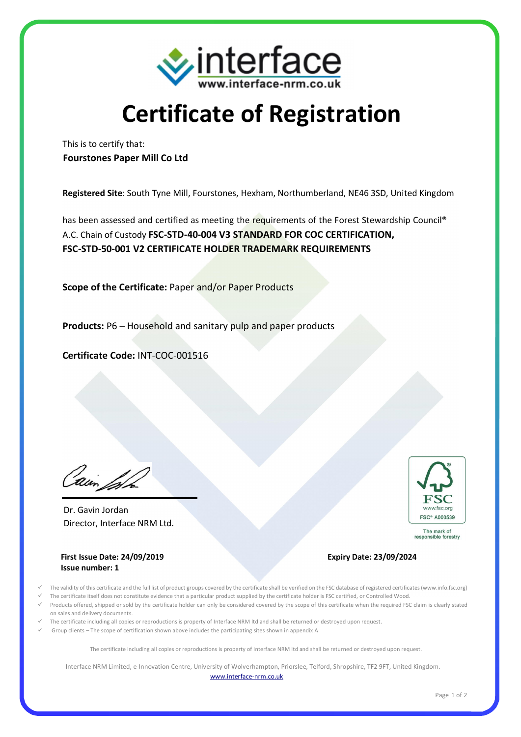interface
www.interface-nrm.co.uk

# Certificate of Registration

This is to certify that:
**Fourstones Paper Mill Co Ltd**

**Registered Site**: South Tyne Mill, Fourstones, Hexham, Northumberland, NE46 3SD, United Kingdom

has been assessed and certified as meeting the requirements of the Forest Stewardship Council® A.C. Chain of Custody **FSC-STD-40-004 V3 STANDARD FOR COC CERTIFICATION, FSC-STD-50-001 V2 CERTIFICATE HOLDER TRADEMARK REQUIREMENTS**

**Scope of the Certificate:** Paper and/or Paper Products

**Products:** P6 – Household and sanitary pulp and paper products

**Certificate Code:** INT-COC-001516

Dr. Gavin Jordan
Director, Interface NRM Ltd.

FSC
www.fsc.org
FSC® A000539
The mark of responsible forestry

**First Issue Date: 24/09/2019**
**Issue number: 1**

**Expiry Date: 23/09/2024**

- ✓ The validity of this certificate and the full list of product groups covered by the certificate shall be verified on the FSC database of registered certificates (www.info.fsc.org)
- ✓ The certificate itself does not constitute evidence that a particular product supplied by the certificate holder is FSC certified, or Controlled Wood.
- ✓ Products offered, shipped or sold by the certificate holder can only be considered covered by the scope of this certificate when the required FSC claim is clearly stated on sales and delivery documents.
- ✓ The certificate including all copies or reproductions is property of Interface NRM ltd and shall be returned or destroyed upon request.
- ✓ Group clients – The scope of certification shown above includes the participating sites shown in appendix A

The certificate including all copies or reproductions is property of Interface NRM ltd and shall be returned or destroyed upon request.

Interface NRM Limited, e-Innovation Centre, University of Wolverhampton, Priorslee, Telford, Shropshire, TF2 9FT, United Kingdom.
www.interface-nrm.co.uk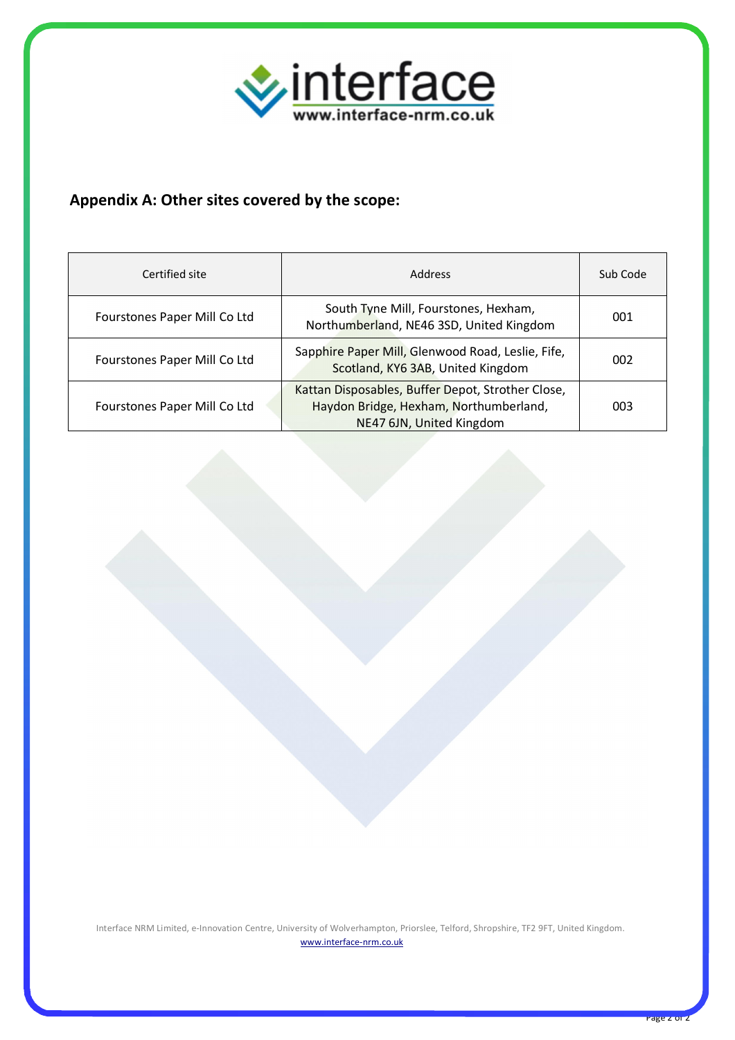## Appendix A: Other sites covered by the scope:

| Certified site | Address | Sub Code |
|---|---|---|
| Fourstones Paper Mill Co Ltd | South Tyne Mill, Fourstones, Hexham, Northumberland, NE46 3SD, United Kingdom | 001 |
| Fourstones Paper Mill Co Ltd | Sapphire Paper Mill, Glenwood Road, Leslie, Fife, Scotland, KY6 3AB, United Kingdom | 002 |
| Fourstones Paper Mill Co Ltd | Kattan Disposables, Buffer Depot, Strother Close, Haydon Bridge, Hexham, Northumberland, NE47 6JN, United Kingdom | 003 |

Interface NRM Limited, e-Innovation Centre, University of Wolverhampton, Priorslee, Telford, Shropshire, TF2 9FT, United Kingdom.
www.interface-nrm.co.uk